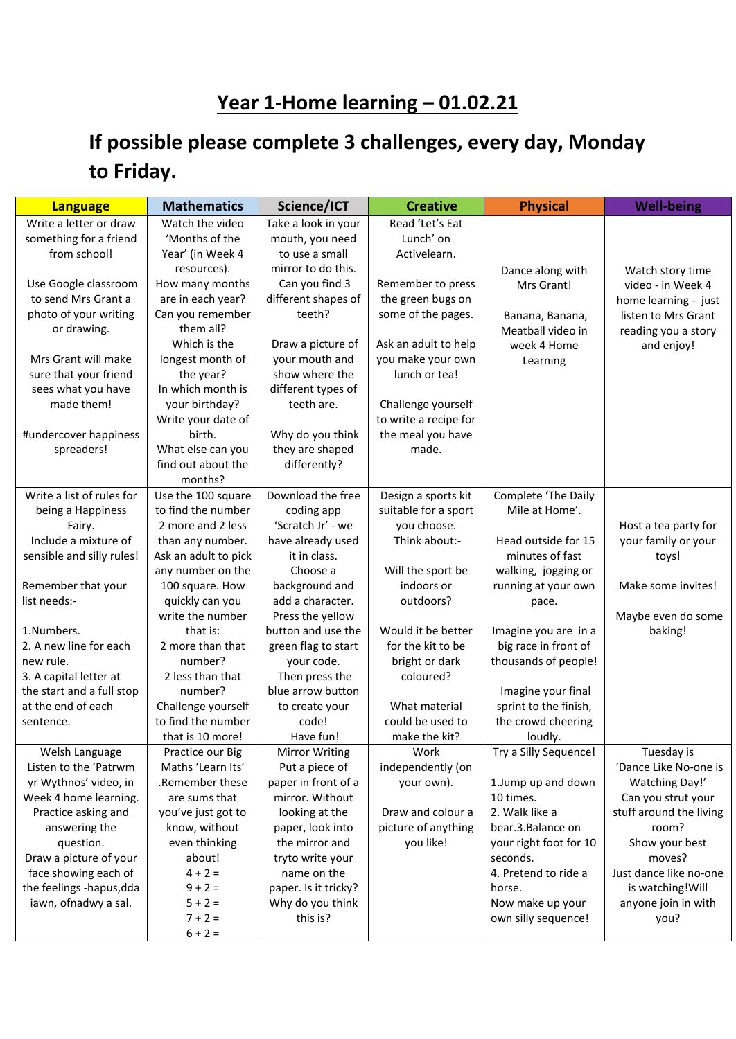# Year 1-Home learning – 01.02.21

## If possible please complete 3 challenges, every day, Monday to Friday.

| Language | Mathematics | Science/ICT | Creative | Physical | Well-being |
|---|---|---|---|---|---|
| Write a letter or draw something for a friend from school!<br><br>Use Google classroom to send Mrs Grant a photo of your writing or drawing.<br><br>Mrs Grant will make sure that your friend sees what you have made them!<br><br>#undercover happiness spreaders! | Watch the video 'Months of the Year' (in Week 4 resources).<br>How many months are in each year?<br>Can you remember them all?<br>Which is the longest month of the year?<br>In which month is your birthday?<br>Write your date of birth.<br>What else can you find out about the months? | Take a look in your mouth, you need to use a small mirror to do this.<br>Can you find 3 different shapes of teeth?<br><br>Draw a picture of your mouth and show where the different types of teeth are.<br><br>Why do you think they are shaped differently? | Read 'Let's Eat Lunch' on Activelearn.<br><br>Remember to press the green bugs on some of the pages.<br><br>Ask an adult to help you make your own lunch or tea!<br><br>Challenge yourself to write a recipe for the meal you have made. | Dance along with Mrs Grant!<br><br>Banana, Banana, Meatball video in week 4 Home Learning | Watch story time video - in Week 4 home learning - just listen to Mrs Grant reading you a story and enjoy! |
| Write a list of rules for being a Happiness Fairy.<br>Include a mixture of sensible and silly rules!<br><br>Remember that your list needs:-<br><br>1.Numbers.<br>2. A new line for each new rule.<br>3. A capital letter at the start and a full stop at the end of each sentence. | Use the 100 square to find the number 2 more and 2 less than any number.<br>Ask an adult to pick any number on the 100 square. How quickly can you write the number that is:<br>2 more than that number?<br>2 less than that number?<br>Challenge yourself to find the number that is 10 more! | Download the free coding app 'Scratch Jr' - we have already used it in class.<br>Choose a background and add a character.<br>Press the yellow button and use the green flag to start your code.<br>Then press the blue arrow button to create your code!<br>Have fun! | Design a sports kit suitable for a sport you choose.<br>Think about:-<br><br>Will the sport be indoors or outdoors?<br><br>Would it be better for the kit to be bright or dark coloured?<br><br>What material could be used to make the kit? | Complete 'The Daily Mile at Home'.<br><br>Head outside for 15 minutes of fast walking, jogging or running at your own pace.<br><br>Imagine you are in a big race in front of thousands of people!<br><br>Imagine your final sprint to the finish, the crowd cheering loudly. | Host a tea party for your family or your toys!<br><br>Make some invites!<br><br>Maybe even do some baking! |
| Welsh Language<br>Listen to the 'Patrwm yr Wythnos' video, in Week 4 home learning.<br>Practice asking and answering the question.<br>Draw a picture of your face showing each of the feelings -hapus,dda iawn, ofnadwy a sal. | Practice our Big Maths 'Learn Its' .Remember these are sums that you've just got to know, without even thinking about!<br>4 + 2 =<br>9 + 2 =<br>5 + 2 =<br>7 + 2 =<br>6 + 2 = | Mirror Writing<br>Put a piece of paper in front of a mirror. Without looking at the paper, look into the mirror and tryto write your name on the paper. Is it tricky? Why do you think this is? | Work independently (on your own).<br><br>Draw and colour a picture of anything you like! | Try a Silly Sequence!<br><br>1.Jump up and down 10 times.<br>2. Walk like a bear.3.Balance on your right foot for 10 seconds.<br>4. Pretend to ride a horse.<br>Now make up your own silly sequence! | Tuesday is 'Dance Like No-one is Watching Day!'<br>Can you strut your stuff around the living room?<br>Show your best moves?<br>Just dance like no-one is watching!Will anyone join in with you? |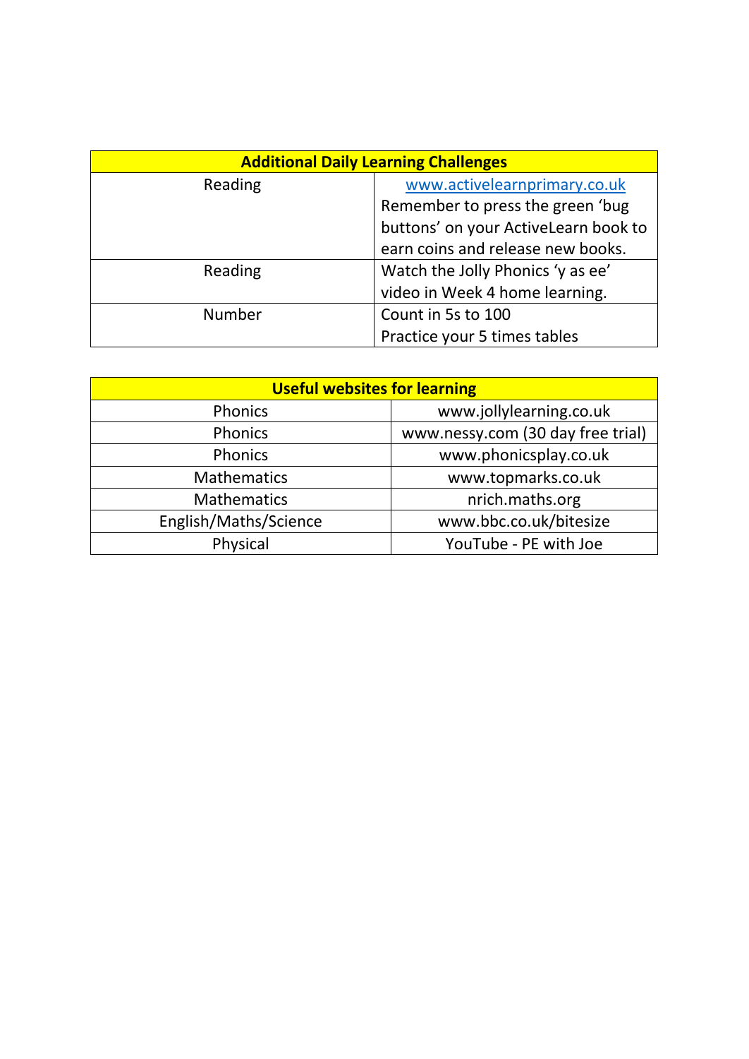| Additional Daily Learning Challenges | |
|---|---|
| Reading | www.activelearnprimary.co.uk Remember to press the green 'bug buttons' on your ActiveLearn book to earn coins and release new books. |
| Reading | Watch the Jolly Phonics 'y as ee' video in Week 4 home learning. |
| Number | Count in 5s to 100 Practice your 5 times tables |

| Useful websites for learning | |
|---|---|
| Phonics | www.jollylearning.co.uk |
| Phonics | www.nessy.com (30 day free trial) |
| Phonics | www.phonicsplay.co.uk |
| Mathematics | www.topmarks.co.uk |
| Mathematics | nrich.maths.org |
| English/Maths/Science | www.bbc.co.uk/bitesize |
| Physical | YouTube - PE with Joe |